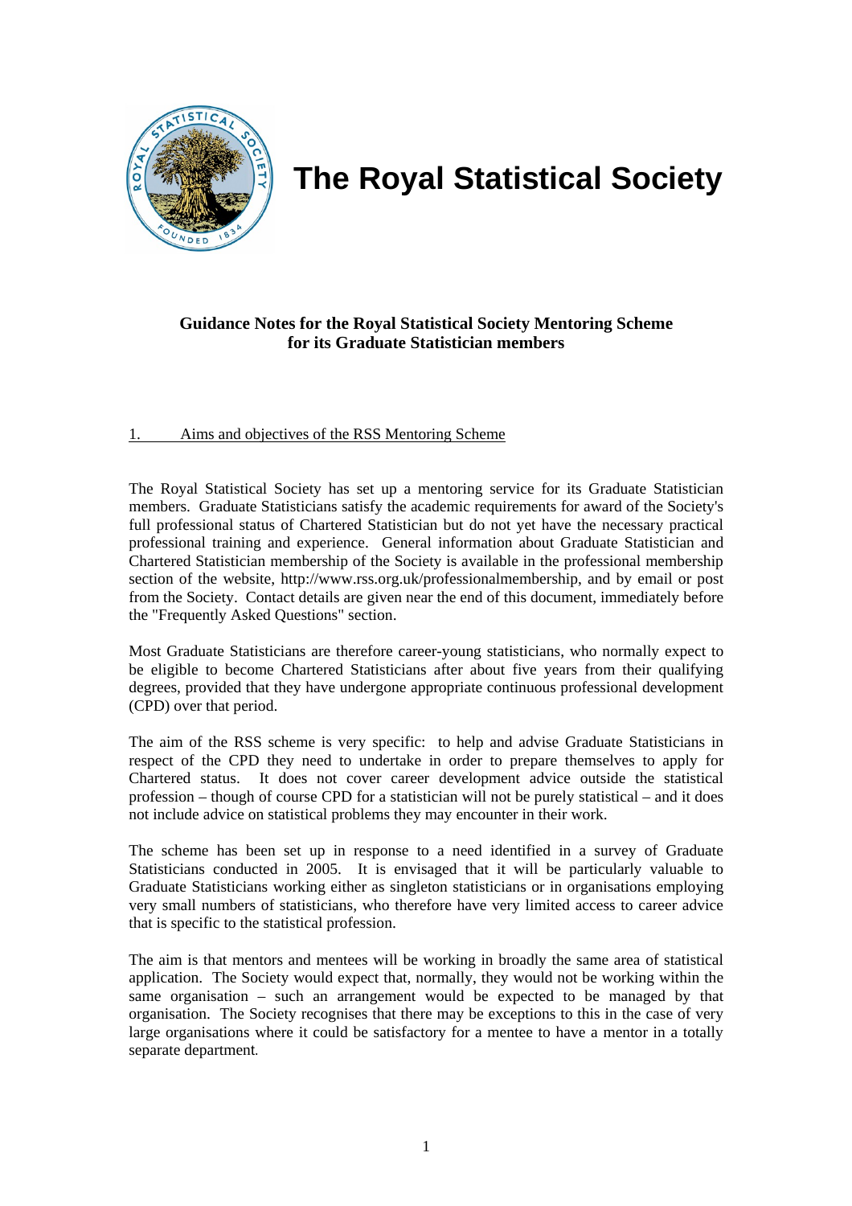# The Royal Statistical Society

**Guidance Notes for the Royal Statistical Society Mentoring Scheme for its Graduate Statistician members**

## 1. Aims and objectives of the RSS Mentoring Scheme

The Royal Statistical Society has set up a mentoring service for its Graduate Statistician members. Graduate Statisticians satisfy the academic requirements for award of the Society's full professional status of Chartered Statistician but do not yet have the necessary practical professional training and experience. General information about Graduate Statistician and Chartered Statistician membership of the Society is available in the professional membership section of the website, http://www.rss.org.uk/professionalmembership, and by email or post from the Society. Contact details are given near the end of this document, immediately before the "Frequently Asked Questions" section.

Most Graduate Statisticians are therefore career-young statisticians, who normally expect to be eligible to become Chartered Statisticians after about five years from their qualifying degrees, provided that they have undergone appropriate continuous professional development (CPD) over that period.

The aim of the RSS scheme is very specific: to help and advise Graduate Statisticians in respect of the CPD they need to undertake in order to prepare themselves to apply for Chartered status. It does not cover career development advice outside the statistical profession – though of course CPD for a statistician will not be purely statistical – and it does not include advice on statistical problems they may encounter in their work.

The scheme has been set up in response to a need identified in a survey of Graduate Statisticians conducted in 2005. It is envisaged that it will be particularly valuable to Graduate Statisticians working either as singleton statisticians or in organisations employing very small numbers of statisticians, who therefore have very limited access to career advice that is specific to the statistical profession.

The aim is that mentors and mentees will be working in broadly the same area of statistical application. The Society would expect that, normally, they would not be working within the same organisation – such an arrangement would be expected to be managed by that organisation. The Society recognises that there may be exceptions to this in the case of very large organisations where it could be satisfactory for a mentee to have a mentor in a totally separate department.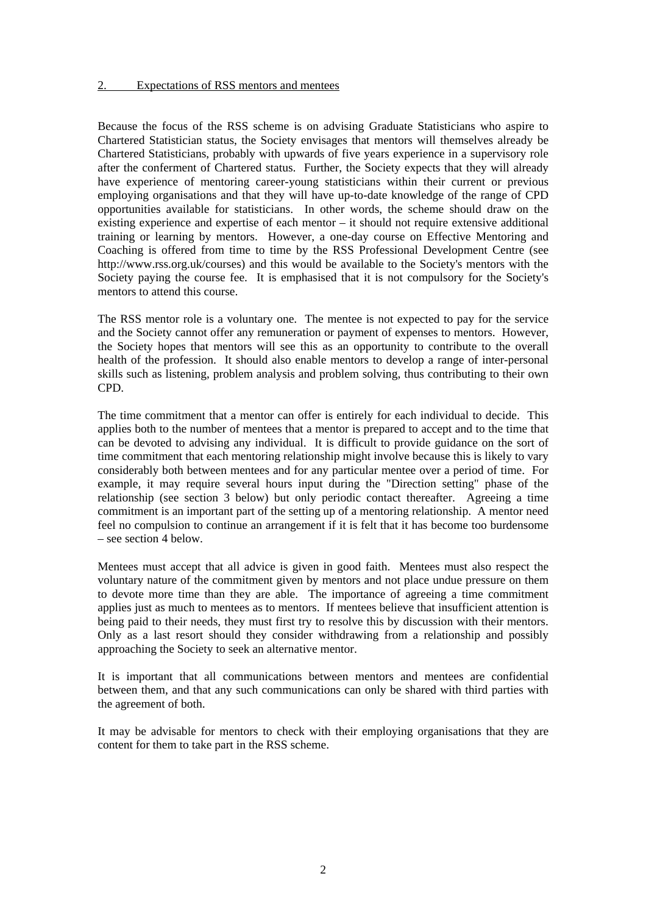## 2. Expectations of RSS mentors and mentees

Because the focus of the RSS scheme is on advising Graduate Statisticians who aspire to Chartered Statistician status, the Society envisages that mentors will themselves already be Chartered Statisticians, probably with upwards of five years experience in a supervisory role after the conferment of Chartered status. Further, the Society expects that they will already have experience of mentoring career-young statisticians within their current or previous employing organisations and that they will have up-to-date knowledge of the range of CPD opportunities available for statisticians. In other words, the scheme should draw on the existing experience and expertise of each mentor – it should not require extensive additional training or learning by mentors. However, a one-day course on Effective Mentoring and Coaching is offered from time to time by the RSS Professional Development Centre (see http://www.rss.org.uk/courses) and this would be available to the Society's mentors with the Society paying the course fee. It is emphasised that it is not compulsory for the Society's mentors to attend this course.

The RSS mentor role is a voluntary one. The mentee is not expected to pay for the service and the Society cannot offer any remuneration or payment of expenses to mentors. However, the Society hopes that mentors will see this as an opportunity to contribute to the overall health of the profession. It should also enable mentors to develop a range of inter-personal skills such as listening, problem analysis and problem solving, thus contributing to their own CPD.

The time commitment that a mentor can offer is entirely for each individual to decide. This applies both to the number of mentees that a mentor is prepared to accept and to the time that can be devoted to advising any individual. It is difficult to provide guidance on the sort of time commitment that each mentoring relationship might involve because this is likely to vary considerably both between mentees and for any particular mentee over a period of time. For example, it may require several hours input during the "Direction setting" phase of the relationship (see section 3 below) but only periodic contact thereafter. Agreeing a time commitment is an important part of the setting up of a mentoring relationship. A mentor need feel no compulsion to continue an arrangement if it is felt that it has become too burdensome – see section 4 below.

Mentees must accept that all advice is given in good faith. Mentees must also respect the voluntary nature of the commitment given by mentors and not place undue pressure on them to devote more time than they are able. The importance of agreeing a time commitment applies just as much to mentees as to mentors. If mentees believe that insufficient attention is being paid to their needs, they must first try to resolve this by discussion with their mentors. Only as a last resort should they consider withdrawing from a relationship and possibly approaching the Society to seek an alternative mentor.

It is important that all communications between mentors and mentees are confidential between them, and that any such communications can only be shared with third parties with the agreement of both.

It may be advisable for mentors to check with their employing organisations that they are content for them to take part in the RSS scheme.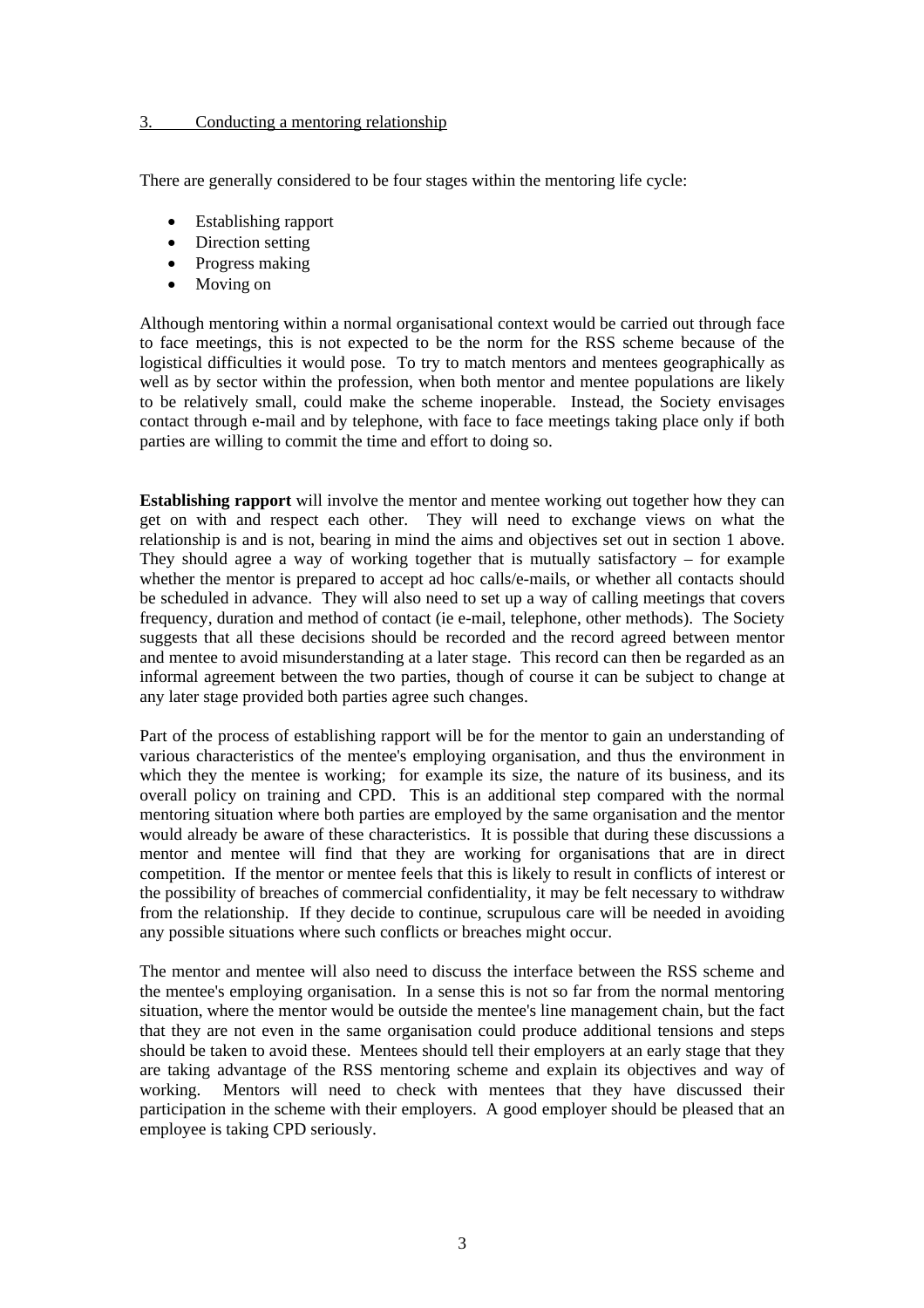## 3. Conducting a mentoring relationship

There are generally considered to be four stages within the mentoring life cycle:

- Establishing rapport
- Direction setting
- Progress making
- Moving on

Although mentoring within a normal organisational context would be carried out through face to face meetings, this is not expected to be the norm for the RSS scheme because of the logistical difficulties it would pose. To try to match mentors and mentees geographically as well as by sector within the profession, when both mentor and mentee populations are likely to be relatively small, could make the scheme inoperable. Instead, the Society envisages contact through e-mail and by telephone, with face to face meetings taking place only if both parties are willing to commit the time and effort to doing so.

**Establishing rapport** will involve the mentor and mentee working out together how they can get on with and respect each other. They will need to exchange views on what the relationship is and is not, bearing in mind the aims and objectives set out in section 1 above. They should agree a way of working together that is mutually satisfactory – for example whether the mentor is prepared to accept ad hoc calls/e-mails, or whether all contacts should be scheduled in advance. They will also need to set up a way of calling meetings that covers frequency, duration and method of contact (ie e-mail, telephone, other methods). The Society suggests that all these decisions should be recorded and the record agreed between mentor and mentee to avoid misunderstanding at a later stage. This record can then be regarded as an informal agreement between the two parties, though of course it can be subject to change at any later stage provided both parties agree such changes.

Part of the process of establishing rapport will be for the mentor to gain an understanding of various characteristics of the mentee's employing organisation, and thus the environment in which they the mentee is working; for example its size, the nature of its business, and its overall policy on training and CPD. This is an additional step compared with the normal mentoring situation where both parties are employed by the same organisation and the mentor would already be aware of these characteristics. It is possible that during these discussions a mentor and mentee will find that they are working for organisations that are in direct competition. If the mentor or mentee feels that this is likely to result in conflicts of interest or the possibility of breaches of commercial confidentiality, it may be felt necessary to withdraw from the relationship. If they decide to continue, scrupulous care will be needed in avoiding any possible situations where such conflicts or breaches might occur.

The mentor and mentee will also need to discuss the interface between the RSS scheme and the mentee's employing organisation. In a sense this is not so far from the normal mentoring situation, where the mentor would be outside the mentee's line management chain, but the fact that they are not even in the same organisation could produce additional tensions and steps should be taken to avoid these. Mentees should tell their employers at an early stage that they are taking advantage of the RSS mentoring scheme and explain its objectives and way of working. Mentors will need to check with mentees that they have discussed their participation in the scheme with their employers. A good employer should be pleased that an employee is taking CPD seriously.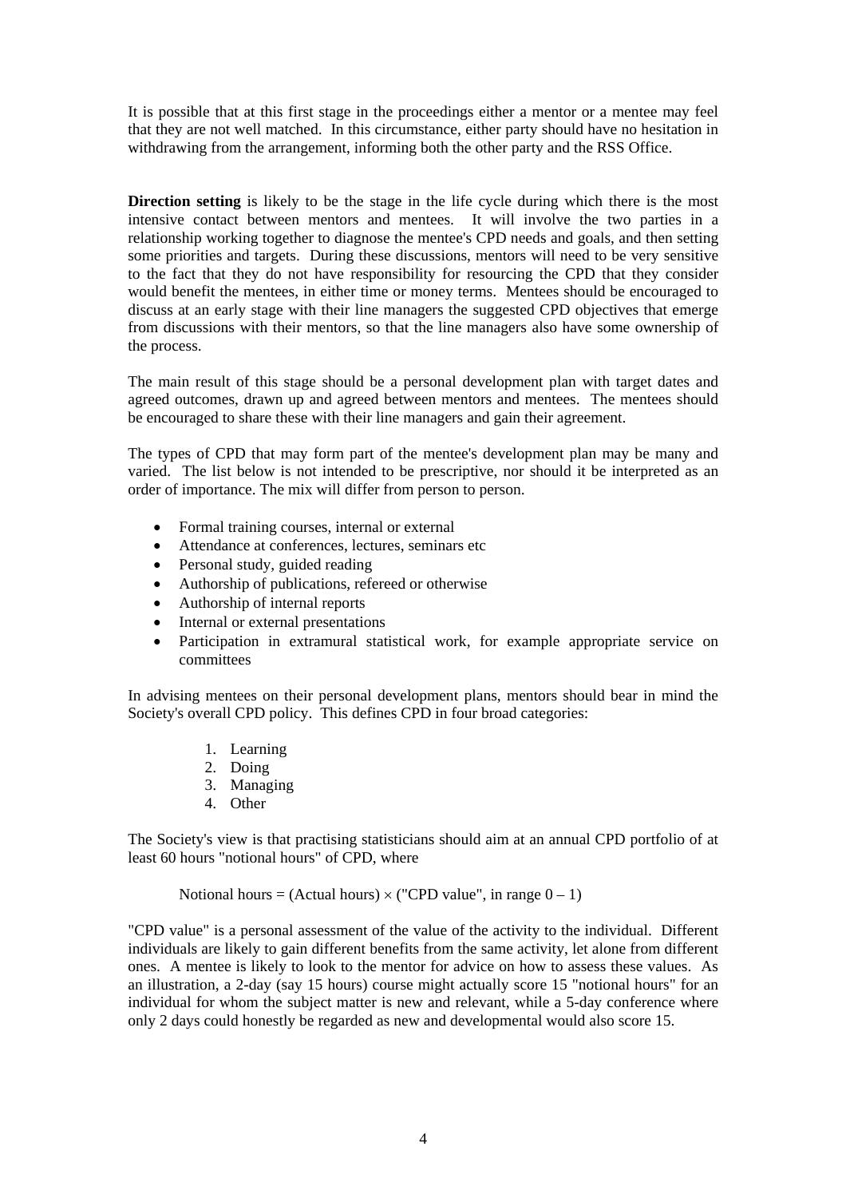It is possible that at this first stage in the proceedings either a mentor or a mentee may feel that they are not well matched. In this circumstance, either party should have no hesitation in withdrawing from the arrangement, informing both the other party and the RSS Office.

**Direction setting** is likely to be the stage in the life cycle during which there is the most intensive contact between mentors and mentees. It will involve the two parties in a relationship working together to diagnose the mentee's CPD needs and goals, and then setting some priorities and targets. During these discussions, mentors will need to be very sensitive to the fact that they do not have responsibility for resourcing the CPD that they consider would benefit the mentees, in either time or money terms. Mentees should be encouraged to discuss at an early stage with their line managers the suggested CPD objectives that emerge from discussions with their mentors, so that the line managers also have some ownership of the process.

The main result of this stage should be a personal development plan with target dates and agreed outcomes, drawn up and agreed between mentors and mentees. The mentees should be encouraged to share these with their line managers and gain their agreement.

The types of CPD that may form part of the mentee's development plan may be many and varied. The list below is not intended to be prescriptive, nor should it be interpreted as an order of importance. The mix will differ from person to person.

- Formal training courses, internal or external
- Attendance at conferences, lectures, seminars etc
- Personal study, guided reading
- Authorship of publications, refereed or otherwise
- Authorship of internal reports
- Internal or external presentations
- Participation in extramural statistical work, for example appropriate service on committees

In advising mentees on their personal development plans, mentors should bear in mind the Society's overall CPD policy. This defines CPD in four broad categories:

1. Learning
2. Doing
3. Managing
4. Other

The Society's view is that practising statisticians should aim at an annual CPD portfolio of at least 60 hours "notional hours" of CPD, where

Notional hours = (Actual hours) $\times$ ("CPD value", in range $0 - 1$)

"CPD value" is a personal assessment of the value of the activity to the individual. Different individuals are likely to gain different benefits from the same activity, let alone from different ones. A mentee is likely to look to the mentor for advice on how to assess these values. As an illustration, a 2-day (say 15 hours) course might actually score 15 "notional hours" for an individual for whom the subject matter is new and relevant, while a 5-day conference where only 2 days could honestly be regarded as new and developmental would also score 15.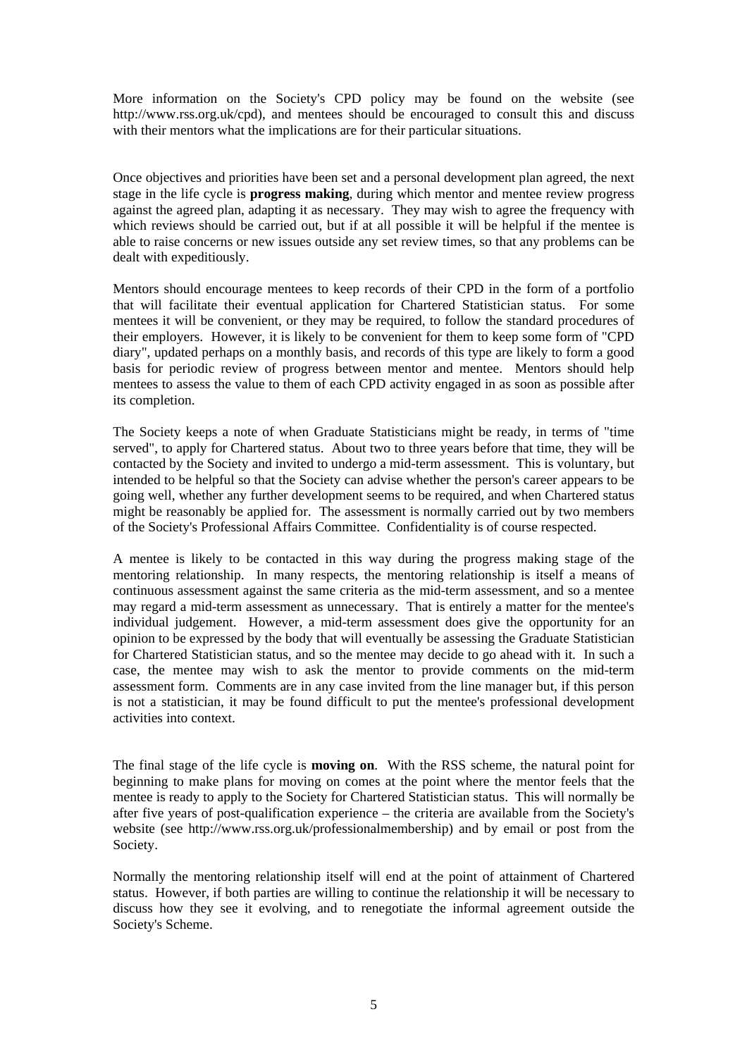More information on the Society's CPD policy may be found on the website (see http://www.rss.org.uk/cpd), and mentees should be encouraged to consult this and discuss with their mentors what the implications are for their particular situations.

Once objectives and priorities have been set and a personal development plan agreed, the next stage in the life cycle is **progress making**, during which mentor and mentee review progress against the agreed plan, adapting it as necessary. They may wish to agree the frequency with which reviews should be carried out, but if at all possible it will be helpful if the mentee is able to raise concerns or new issues outside any set review times, so that any problems can be dealt with expeditiously.

Mentors should encourage mentees to keep records of their CPD in the form of a portfolio that will facilitate their eventual application for Chartered Statistician status. For some mentees it will be convenient, or they may be required, to follow the standard procedures of their employers. However, it is likely to be convenient for them to keep some form of "CPD diary", updated perhaps on a monthly basis, and records of this type are likely to form a good basis for periodic review of progress between mentor and mentee. Mentors should help mentees to assess the value to them of each CPD activity engaged in as soon as possible after its completion.

The Society keeps a note of when Graduate Statisticians might be ready, in terms of "time served", to apply for Chartered status. About two to three years before that time, they will be contacted by the Society and invited to undergo a mid-term assessment. This is voluntary, but intended to be helpful so that the Society can advise whether the person's career appears to be going well, whether any further development seems to be required, and when Chartered status might be reasonably be applied for. The assessment is normally carried out by two members of the Society's Professional Affairs Committee. Confidentiality is of course respected.

A mentee is likely to be contacted in this way during the progress making stage of the mentoring relationship. In many respects, the mentoring relationship is itself a means of continuous assessment against the same criteria as the mid-term assessment, and so a mentee may regard a mid-term assessment as unnecessary. That is entirely a matter for the mentee's individual judgement. However, a mid-term assessment does give the opportunity for an opinion to be expressed by the body that will eventually be assessing the Graduate Statistician for Chartered Statistician status, and so the mentee may decide to go ahead with it. In such a case, the mentee may wish to ask the mentor to provide comments on the mid-term assessment form. Comments are in any case invited from the line manager but, if this person is not a statistician, it may be found difficult to put the mentee's professional development activities into context.

The final stage of the life cycle is **moving on**. With the RSS scheme, the natural point for beginning to make plans for moving on comes at the point where the mentor feels that the mentee is ready to apply to the Society for Chartered Statistician status. This will normally be after five years of post-qualification experience – the criteria are available from the Society's website (see http://www.rss.org.uk/professionalmembership) and by email or post from the Society.

Normally the mentoring relationship itself will end at the point of attainment of Chartered status. However, if both parties are willing to continue the relationship it will be necessary to discuss how they see it evolving, and to renegotiate the informal agreement outside the Society's Scheme.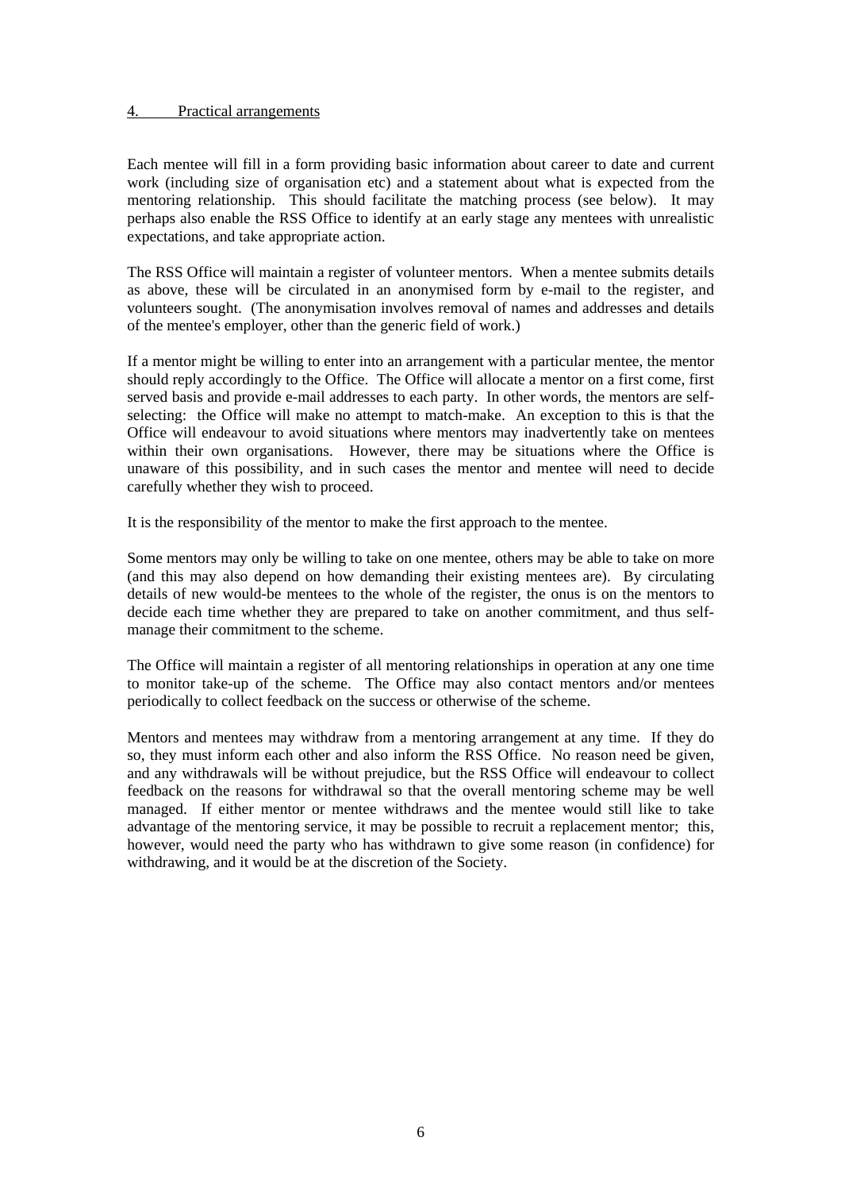## 4. Practical arrangements

Each mentee will fill in a form providing basic information about career to date and current work (including size of organisation etc) and a statement about what is expected from the mentoring relationship. This should facilitate the matching process (see below). It may perhaps also enable the RSS Office to identify at an early stage any mentees with unrealistic expectations, and take appropriate action.

The RSS Office will maintain a register of volunteer mentors. When a mentee submits details as above, these will be circulated in an anonymised form by e-mail to the register, and volunteers sought. (The anonymisation involves removal of names and addresses and details of the mentee's employer, other than the generic field of work.)

If a mentor might be willing to enter into an arrangement with a particular mentee, the mentor should reply accordingly to the Office. The Office will allocate a mentor on a first come, first served basis and provide e-mail addresses to each party. In other words, the mentors are self-selecting: the Office will make no attempt to match-make. An exception to this is that the Office will endeavour to avoid situations where mentors may inadvertently take on mentees within their own organisations. However, there may be situations where the Office is unaware of this possibility, and in such cases the mentor and mentee will need to decide carefully whether they wish to proceed.

It is the responsibility of the mentor to make the first approach to the mentee.

Some mentors may only be willing to take on one mentee, others may be able to take on more (and this may also depend on how demanding their existing mentees are). By circulating details of new would-be mentees to the whole of the register, the onus is on the mentors to decide each time whether they are prepared to take on another commitment, and thus self-manage their commitment to the scheme.

The Office will maintain a register of all mentoring relationships in operation at any one time to monitor take-up of the scheme. The Office may also contact mentors and/or mentees periodically to collect feedback on the success or otherwise of the scheme.

Mentors and mentees may withdraw from a mentoring arrangement at any time. If they do so, they must inform each other and also inform the RSS Office. No reason need be given, and any withdrawals will be without prejudice, but the RSS Office will endeavour to collect feedback on the reasons for withdrawal so that the overall mentoring scheme may be well managed. If either mentor or mentee withdraws and the mentee would still like to take advantage of the mentoring service, it may be possible to recruit a replacement mentor; this, however, would need the party who has withdrawn to give some reason (in confidence) for withdrawing, and it would be at the discretion of the Society.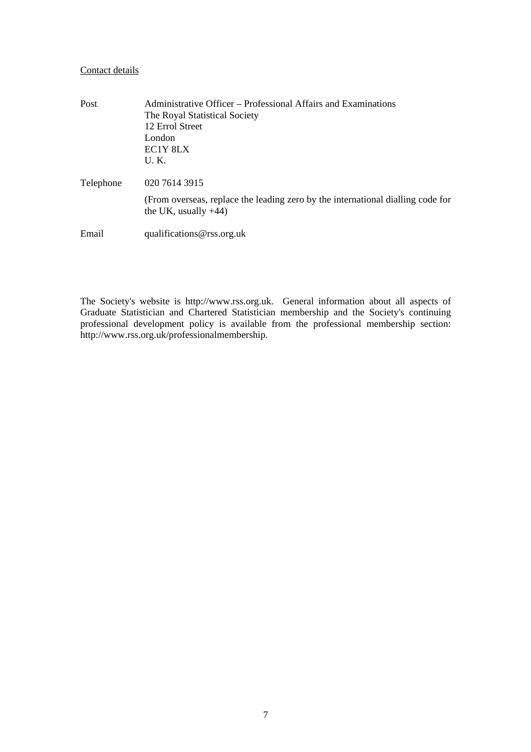<u>Contact details</u>

| | |
|---|---|
| Post | Administrative Officer – Professional Affairs and Examinations<br>The Royal Statistical Society<br>12 Errol Street<br>London<br>EC1Y 8LX<br>U. K. |
| Telephone | 020 7614 3915<br><br>(From overseas, replace the leading zero by the international dialling code for the UK, usually +44) |
| Email | qualifications@rss.org.uk |

The Society's website is http://www.rss.org.uk. General information about all aspects of Graduate Statistician and Chartered Statistician membership and the Society's continuing professional development policy is available from the professional membership section: http://www.rss.org.uk/professionalmembership.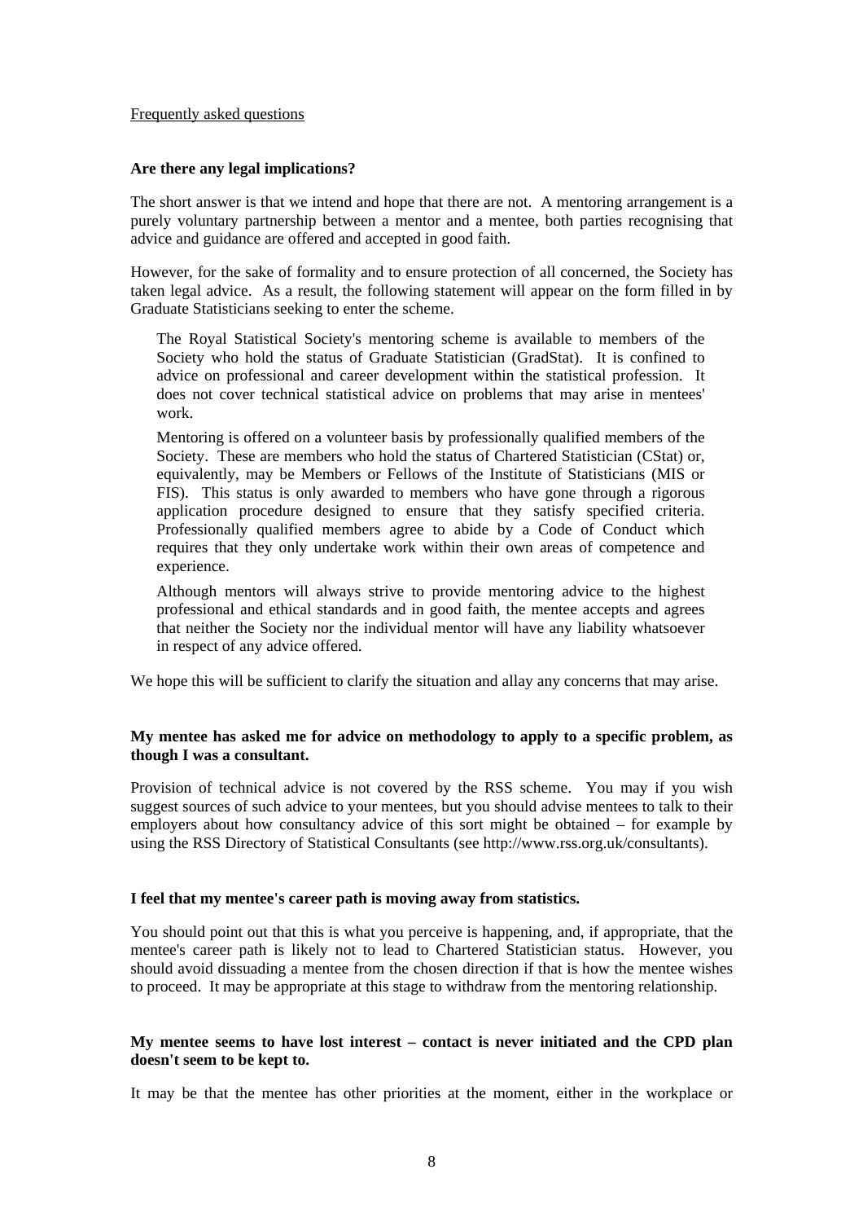Frequently asked questions

**Are there any legal implications?**

The short answer is that we intend and hope that there are not. A mentoring arrangement is a purely voluntary partnership between a mentor and a mentee, both parties recognising that advice and guidance are offered and accepted in good faith.

However, for the sake of formality and to ensure protection of all concerned, the Society has taken legal advice. As a result, the following statement will appear on the form filled in by Graduate Statisticians seeking to enter the scheme.

> The Royal Statistical Society's mentoring scheme is available to members of the Society who hold the status of Graduate Statistician (GradStat). It is confined to advice on professional and career development within the statistical profession. It does not cover technical statistical advice on problems that may arise in mentees' work.
>
> Mentoring is offered on a volunteer basis by professionally qualified members of the Society. These are members who hold the status of Chartered Statistician (CStat) or, equivalently, may be Members or Fellows of the Institute of Statisticians (MIS or FIS). This status is only awarded to members who have gone through a rigorous application procedure designed to ensure that they satisfy specified criteria. Professionally qualified members agree to abide by a Code of Conduct which requires that they only undertake work within their own areas of competence and experience.
>
> Although mentors will always strive to provide mentoring advice to the highest professional and ethical standards and in good faith, the mentee accepts and agrees that neither the Society nor the individual mentor will have any liability whatsoever in respect of any advice offered.

We hope this will be sufficient to clarify the situation and allay any concerns that may arise.

**My mentee has asked me for advice on methodology to apply to a specific problem, as though I was a consultant.**

Provision of technical advice is not covered by the RSS scheme. You may if you wish suggest sources of such advice to your mentees, but you should advise mentees to talk to their employers about how consultancy advice of this sort might be obtained – for example by using the RSS Directory of Statistical Consultants (see http://www.rss.org.uk/consultants).

**I feel that my mentee's career path is moving away from statistics.**

You should point out that this is what you perceive is happening, and, if appropriate, that the mentee's career path is likely not to lead to Chartered Statistician status. However, you should avoid dissuading a mentee from the chosen direction if that is how the mentee wishes to proceed. It may be appropriate at this stage to withdraw from the mentoring relationship.

**My mentee seems to have lost interest – contact is never initiated and the CPD plan doesn't seem to be kept to.**

It may be that the mentee has other priorities at the moment, either in the workplace or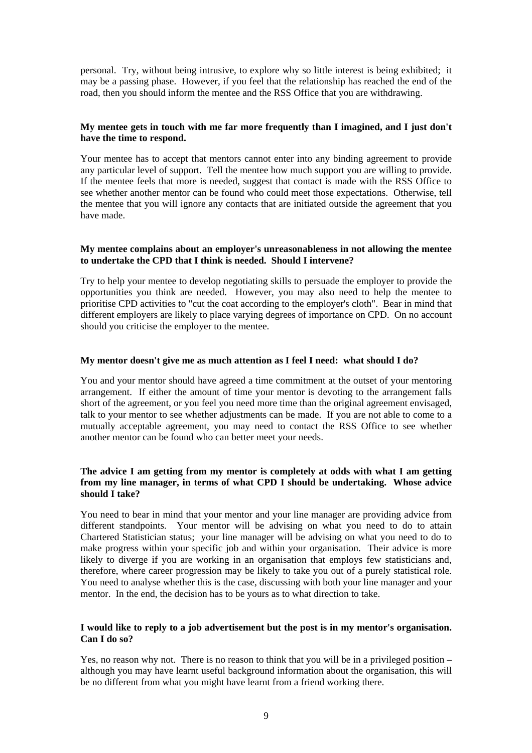personal. Try, without being intrusive, to explore why so little interest is being exhibited; it may be a passing phase. However, if you feel that the relationship has reached the end of the road, then you should inform the mentee and the RSS Office that you are withdrawing.

**My mentee gets in touch with me far more frequently than I imagined, and I just don't have the time to respond.**

Your mentee has to accept that mentors cannot enter into any binding agreement to provide any particular level of support. Tell the mentee how much support you are willing to provide. If the mentee feels that more is needed, suggest that contact is made with the RSS Office to see whether another mentor can be found who could meet those expectations. Otherwise, tell the mentee that you will ignore any contacts that are initiated outside the agreement that you have made.

**My mentee complains about an employer's unreasonableness in not allowing the mentee to undertake the CPD that I think is needed. Should I intervene?**

Try to help your mentee to develop negotiating skills to persuade the employer to provide the opportunities you think are needed. However, you may also need to help the mentee to prioritise CPD activities to "cut the coat according to the employer's cloth". Bear in mind that different employers are likely to place varying degrees of importance on CPD. On no account should you criticise the employer to the mentee.

**My mentor doesn't give me as much attention as I feel I need: what should I do?**

You and your mentor should have agreed a time commitment at the outset of your mentoring arrangement. If either the amount of time your mentor is devoting to the arrangement falls short of the agreement, or you feel you need more time than the original agreement envisaged, talk to your mentor to see whether adjustments can be made. If you are not able to come to a mutually acceptable agreement, you may need to contact the RSS Office to see whether another mentor can be found who can better meet your needs.

**The advice I am getting from my mentor is completely at odds with what I am getting from my line manager, in terms of what CPD I should be undertaking. Whose advice should I take?**

You need to bear in mind that your mentor and your line manager are providing advice from different standpoints. Your mentor will be advising on what you need to do to attain Chartered Statistician status; your line manager will be advising on what you need to do to make progress within your specific job and within your organisation. Their advice is more likely to diverge if you are working in an organisation that employs few statisticians and, therefore, where career progression may be likely to take you out of a purely statistical role. You need to analyse whether this is the case, discussing with both your line manager and your mentor. In the end, the decision has to be yours as to what direction to take.

**I would like to reply to a job advertisement but the post is in my mentor's organisation. Can I do so?**

Yes, no reason why not. There is no reason to think that you will be in a privileged position – although you may have learnt useful background information about the organisation, this will be no different from what you might have learnt from a friend working there.